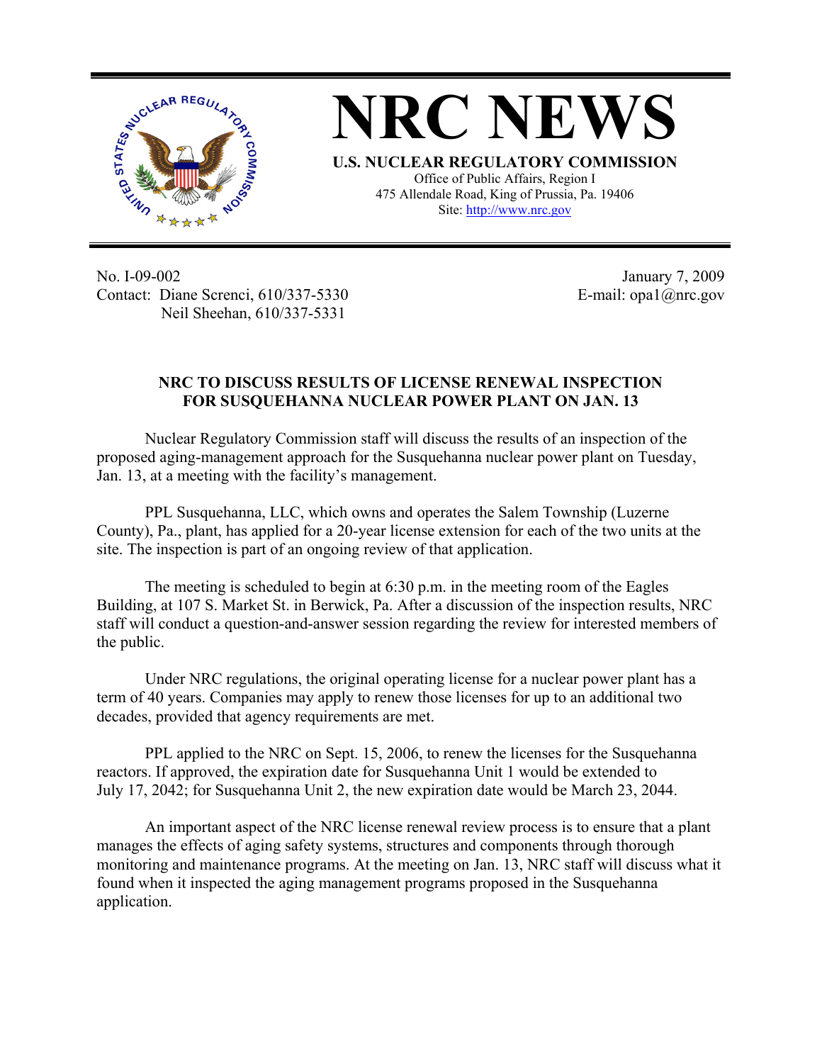# NRC NEWS

**U.S. NUCLEAR REGULATORY COMMISSION**

Office of Public Affairs, Region I
475 Allendale Road, King of Prussia, Pa. 19406
Site: http://www.nrc.gov

No. I-09-002
Contact: Diane Screnci, 610/337-5330
Neil Sheehan, 610/337-5331

January 7, 2009
E-mail: opa1@nrc.gov

**NRC TO DISCUSS RESULTS OF LICENSE RENEWAL INSPECTION FOR SUSQUEHANNA NUCLEAR POWER PLANT ON JAN. 13**

Nuclear Regulatory Commission staff will discuss the results of an inspection of the proposed aging-management approach for the Susquehanna nuclear power plant on Tuesday, Jan. 13, at a meeting with the facility's management.

PPL Susquehanna, LLC, which owns and operates the Salem Township (Luzerne County), Pa., plant, has applied for a 20-year license extension for each of the two units at the site. The inspection is part of an ongoing review of that application.

The meeting is scheduled to begin at 6:30 p.m. in the meeting room of the Eagles Building, at 107 S. Market St. in Berwick, Pa. After a discussion of the inspection results, NRC staff will conduct a question-and-answer session regarding the review for interested members of the public.

Under NRC regulations, the original operating license for a nuclear power plant has a term of 40 years. Companies may apply to renew those licenses for up to an additional two decades, provided that agency requirements are met.

PPL applied to the NRC on Sept. 15, 2006, to renew the licenses for the Susquehanna reactors. If approved, the expiration date for Susquehanna Unit 1 would be extended to July 17, 2042; for Susquehanna Unit 2, the new expiration date would be March 23, 2044.

An important aspect of the NRC license renewal review process is to ensure that a plant manages the effects of aging safety systems, structures and components through thorough monitoring and maintenance programs. At the meeting on Jan. 13, NRC staff will discuss what it found when it inspected the aging management programs proposed in the Susquehanna application.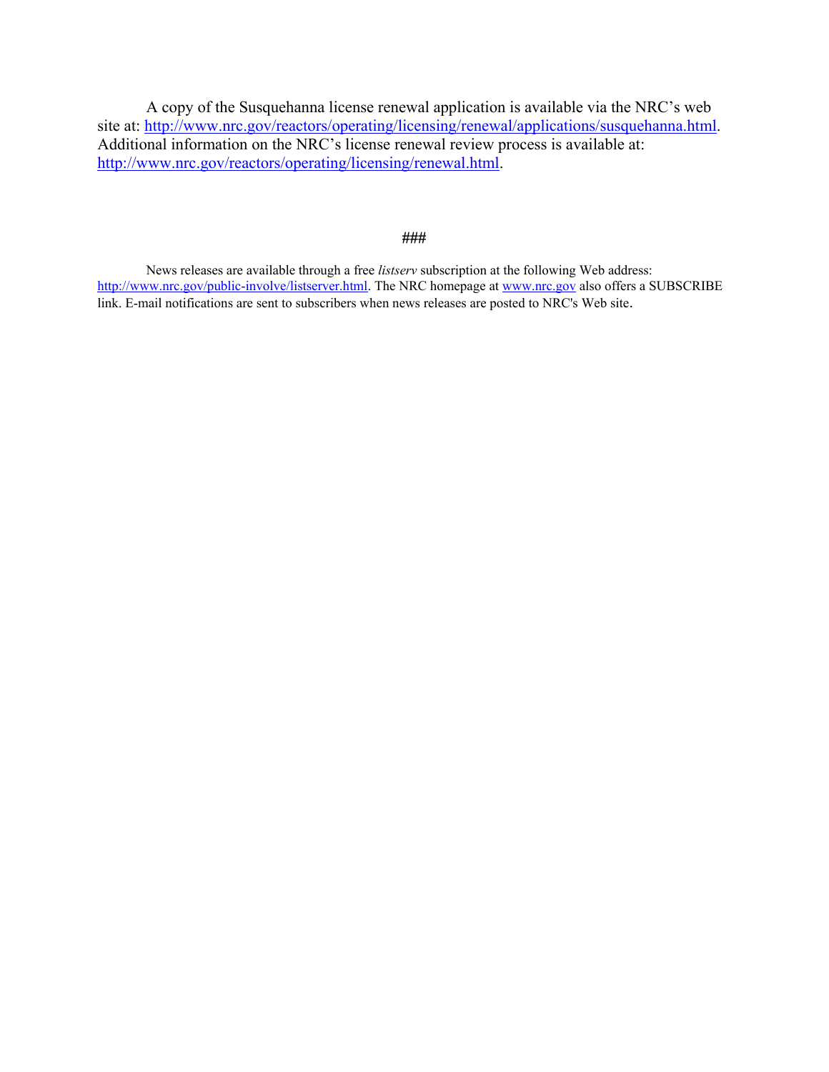A copy of the Susquehanna license renewal application is available via the NRC's web site at: http://www.nrc.gov/reactors/operating/licensing/renewal/applications/susquehanna.html. Additional information on the NRC's license renewal review process is available at: http://www.nrc.gov/reactors/operating/licensing/renewal.html.

###

News releases are available through a free *listserv* subscription at the following Web address: http://www.nrc.gov/public-involve/listserver.html. The NRC homepage at www.nrc.gov also offers a SUBSCRIBE link. E-mail notifications are sent to subscribers when news releases are posted to NRC's Web site.